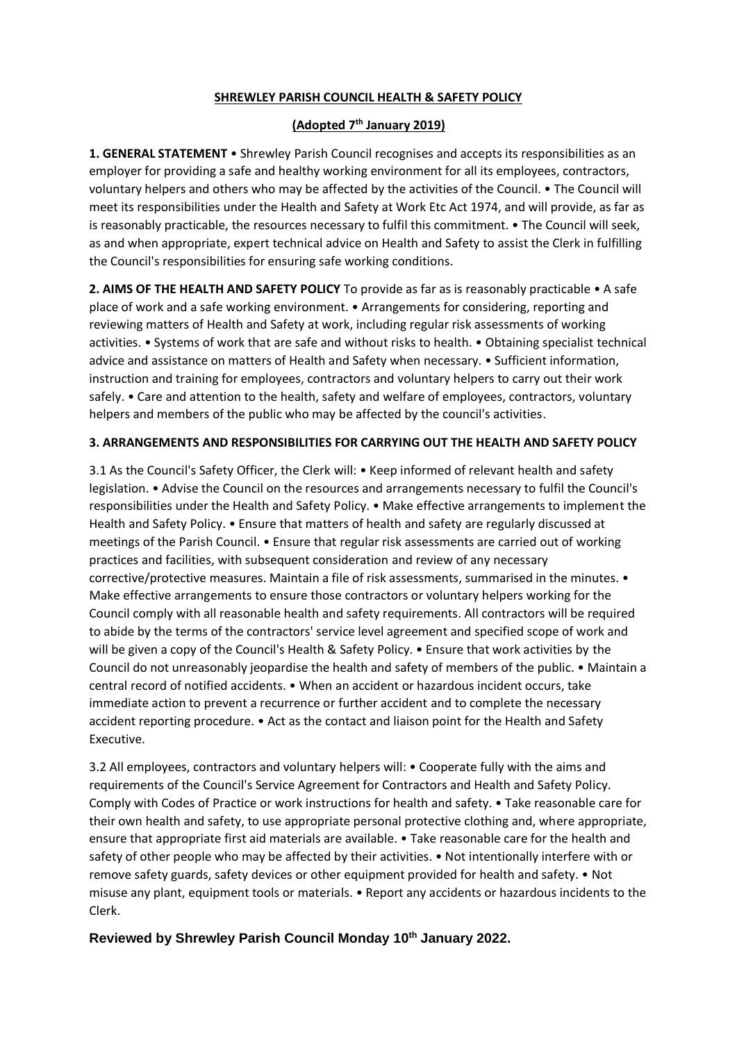# SHREWLEY PARISH COUNCIL HEALTH & SAFETY POLICY

## (Adopted 7th January 2019)

**1. GENERAL STATEMENT** • Shrewley Parish Council recognises and accepts its responsibilities as an employer for providing a safe and healthy working environment for all its employees, contractors, voluntary helpers and others who may be affected by the activities of the Council. • The Council will meet its responsibilities under the Health and Safety at Work Etc Act 1974, and will provide, as far as is reasonably practicable, the resources necessary to fulfil this commitment. • The Council will seek, as and when appropriate, expert technical advice on Health and Safety to assist the Clerk in fulfilling the Council's responsibilities for ensuring safe working conditions.

**2. AIMS OF THE HEALTH AND SAFETY POLICY** To provide as far as is reasonably practicable • A safe place of work and a safe working environment. • Arrangements for considering, reporting and reviewing matters of Health and Safety at work, including regular risk assessments of working activities. • Systems of work that are safe and without risks to health. • Obtaining specialist technical advice and assistance on matters of Health and Safety when necessary. • Sufficient information, instruction and training for employees, contractors and voluntary helpers to carry out their work safely. • Care and attention to the health, safety and welfare of employees, contractors, voluntary helpers and members of the public who may be affected by the council's activities.

**3. ARRANGEMENTS AND RESPONSIBILITIES FOR CARRYING OUT THE HEALTH AND SAFETY POLICY**

3.1 As the Council's Safety Officer, the Clerk will: • Keep informed of relevant health and safety legislation. • Advise the Council on the resources and arrangements necessary to fulfil the Council's responsibilities under the Health and Safety Policy. • Make effective arrangements to implement the Health and Safety Policy. • Ensure that matters of health and safety are regularly discussed at meetings of the Parish Council. • Ensure that regular risk assessments are carried out of working practices and facilities, with subsequent consideration and review of any necessary corrective/protective measures. Maintain a file of risk assessments, summarised in the minutes. • Make effective arrangements to ensure those contractors or voluntary helpers working for the Council comply with all reasonable health and safety requirements. All contractors will be required to abide by the terms of the contractors' service level agreement and specified scope of work and will be given a copy of the Council's Health & Safety Policy. • Ensure that work activities by the Council do not unreasonably jeopardise the health and safety of members of the public. • Maintain a central record of notified accidents. • When an accident or hazardous incident occurs, take immediate action to prevent a recurrence or further accident and to complete the necessary accident reporting procedure. • Act as the contact and liaison point for the Health and Safety Executive.

3.2 All employees, contractors and voluntary helpers will: • Cooperate fully with the aims and requirements of the Council's Service Agreement for Contractors and Health and Safety Policy. Comply with Codes of Practice or work instructions for health and safety. • Take reasonable care for their own health and safety, to use appropriate personal protective clothing and, where appropriate, ensure that appropriate first aid materials are available. • Take reasonable care for the health and safety of other people who may be affected by their activities. • Not intentionally interfere with or remove safety guards, safety devices or other equipment provided for health and safety. • Not misuse any plant, equipment tools or materials. • Report any accidents or hazardous incidents to the Clerk.

**Reviewed by Shrewley Parish Council Monday 10th January 2022.**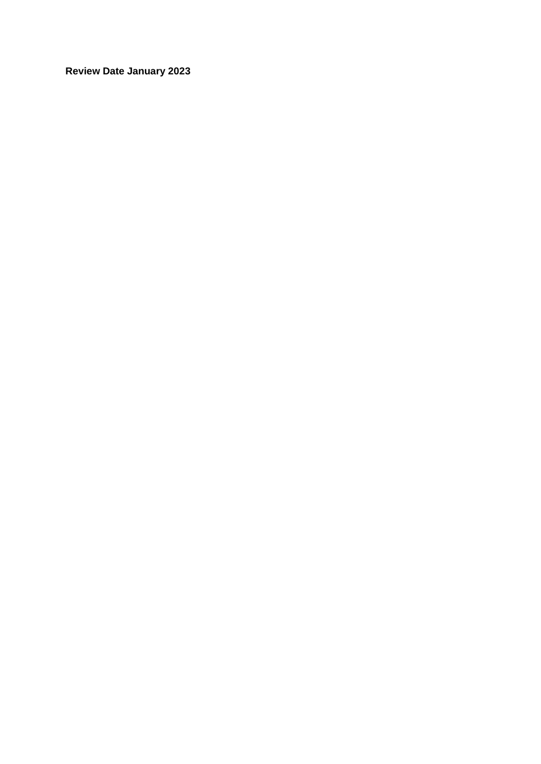**Review Date January 2023**